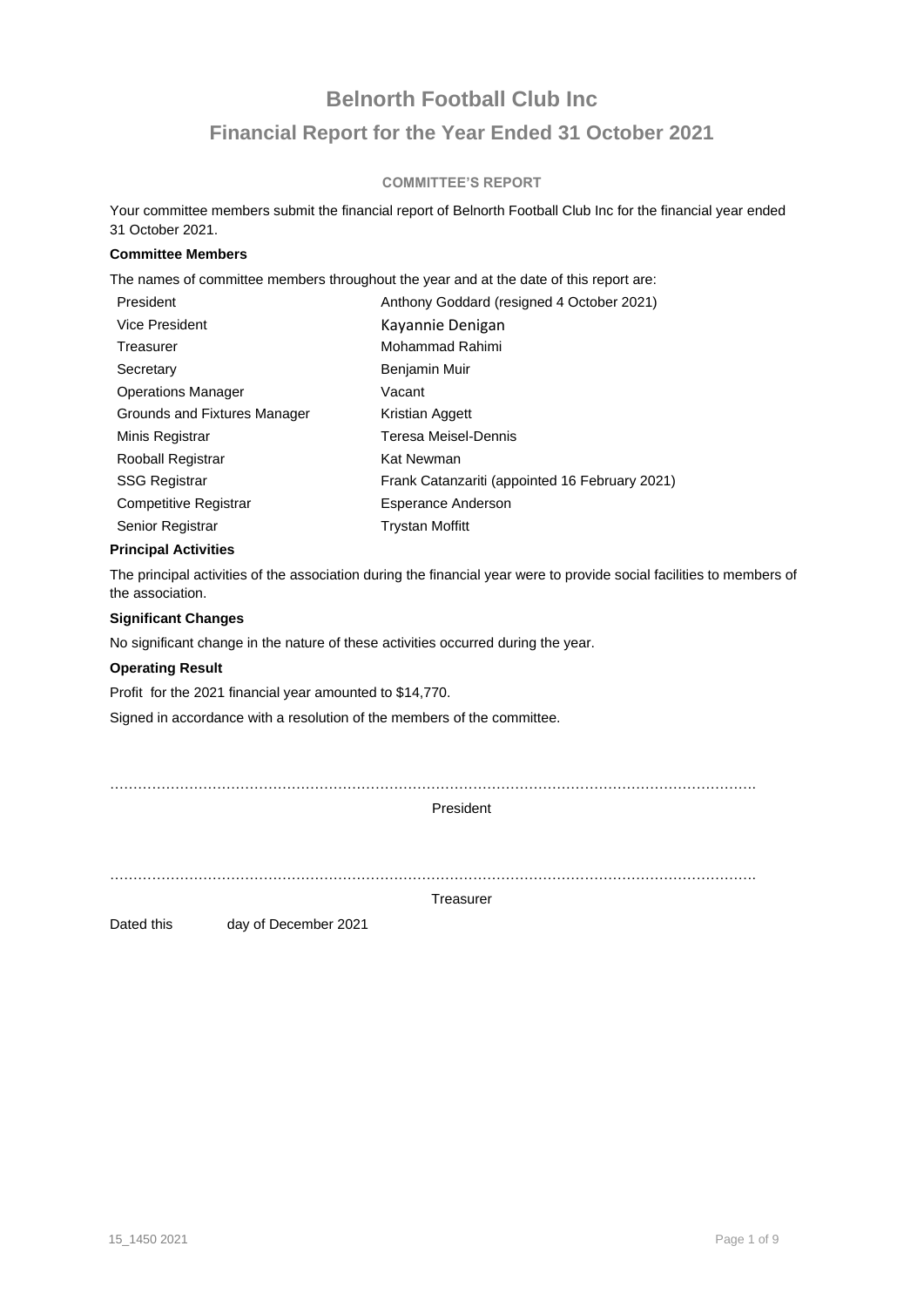# Belnorth Football Club Inc

## Financial Report for the Year Ended 31 October 2021

### COMMITTEE'S REPORT

Your committee members submit the financial report of Belnorth Football Club Inc for the financial year ended 31 October 2021.

**Committee Members**

The names of committee members throughout the year and at the date of this report are:

| | |
|---|---|
| President | Anthony Goddard (resigned 4 October 2021) |
| Vice President | Kayannie Denigan |
| Treasurer | Mohammad Rahimi |
| Secretary | Benjamin Muir |
| Operations Manager | Vacant |
| Grounds and Fixtures Manager | Kristian Aggett |
| Minis Registrar | Teresa Meisel-Dennis |
| Rooball Registrar | Kat Newman |
| SSG Registrar | Frank Catanzariti (appointed 16 February 2021) |
| Competitive Registrar | Esperance Anderson |
| Senior Registrar | Trystan Moffitt |

**Principal Activities**

The principal activities of the association during the financial year were to provide social facilities to members of the association.

**Significant Changes**

No significant change in the nature of these activities occurred during the year.

**Operating Result**

Profit for the 2021 financial year amounted to $14,770.

Signed in accordance with a resolution of the members of the committee.

…………………………………………………………………………………………………………………………

President

…………………………………………………………………………………………………………………………

Treasurer

Dated this day of December 2021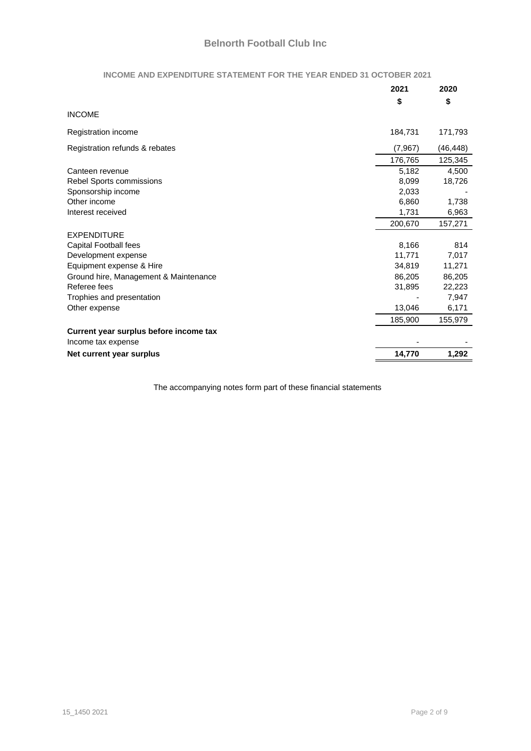# Belnorth Football Club Inc

## INCOME AND EXPENDITURE STATEMENT FOR THE YEAR ENDED 31 OCTOBER 2021

| | 2021 | 2020 |
|---|---|---|
| | $ | $ |
| INCOME | | |
| Registration income | 184,731 | 171,793 |
| Registration refunds & rebates | (7,967) | (46,448) |
| | 176,765 | 125,345 |
| Canteen revenue | 5,182 | 4,500 |
| Rebel Sports commissions | 8,099 | 18,726 |
| Sponsorship income | 2,033 | - |
| Other income | 6,860 | 1,738 |
| Interest received | 1,731 | 6,963 |
| | 200,670 | 157,271 |
| EXPENDITURE | | |
| Capital Football fees | 8,166 | 814 |
| Development expense | 11,771 | 7,017 |
| Equipment expense & Hire | 34,819 | 11,271 |
| Ground hire, Management & Maintenance | 86,205 | 86,205 |
| Referee fees | 31,895 | 22,223 |
| Trophies and presentation | - | 7,947 |
| Other expense | 13,046 | 6,171 |
| | 185,900 | 155,979 |
| **Current year surplus before income tax** | | |
| Income tax expense | - | - |
| **Net current year surplus** | **14,770** | **1,292** |

The accompanying notes form part of these financial statements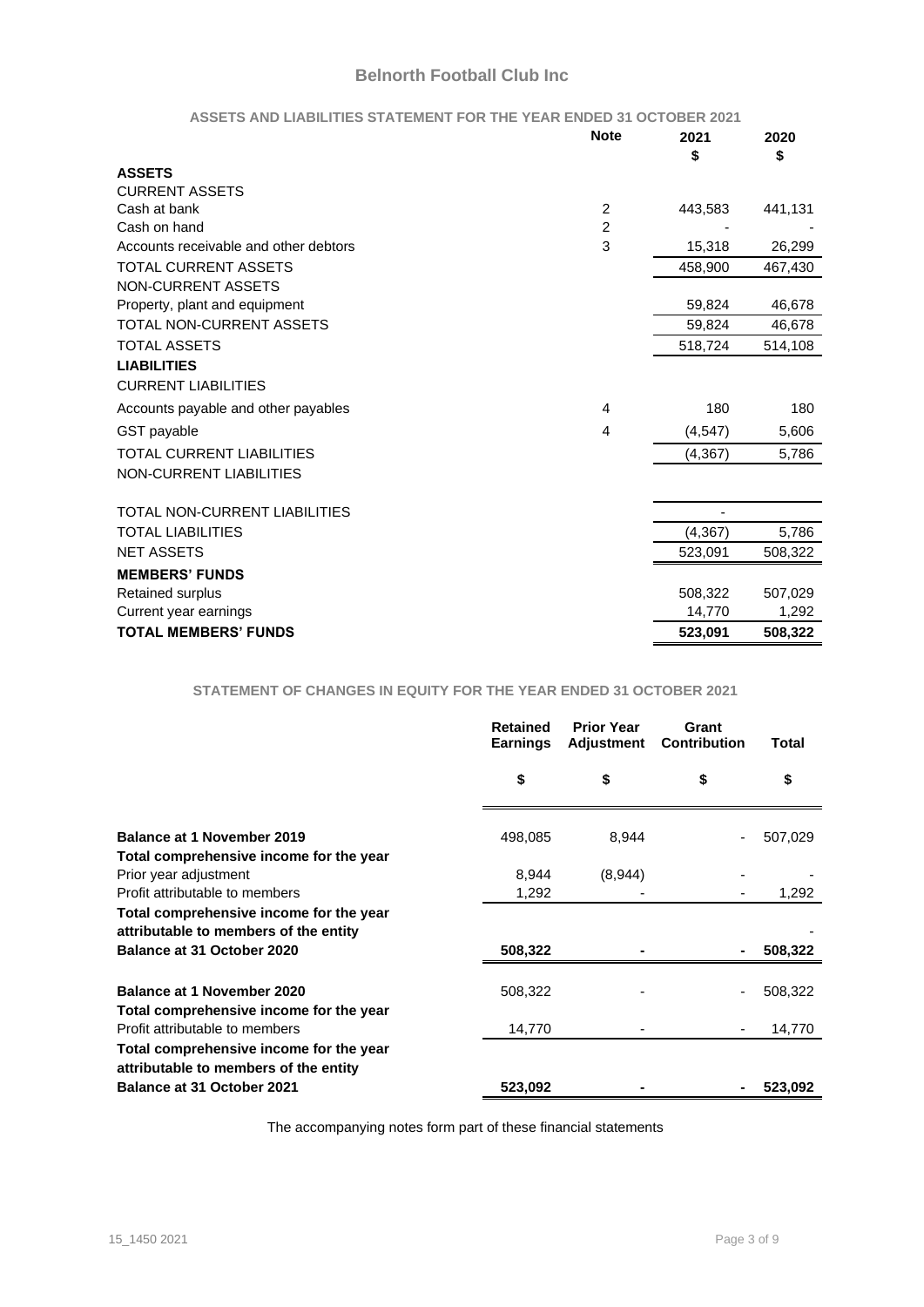# Belnorth Football Club Inc

## ASSETS AND LIABILITIES STATEMENT FOR THE YEAR ENDED 31 OCTOBER 2021

| | Note | 2021 $ | 2020 $ |
|---|---|---|---|
| **ASSETS** | | | |
| CURRENT ASSETS | | | |
| Cash at bank | 2 | 443,583 | 441,131 |
| Cash on hand | 2 | - | - |
| Accounts receivable and other debtors | 3 | 15,318 | 26,299 |
| TOTAL CURRENT ASSETS | | 458,900 | 467,430 |
| NON-CURRENT ASSETS | | | |
| Property, plant and equipment | | 59,824 | 46,678 |
| TOTAL NON-CURRENT ASSETS | | 59,824 | 46,678 |
| TOTAL ASSETS | | 518,724 | 514,108 |
| **LIABILITIES** | | | |
| CURRENT LIABILITIES | | | |
| Accounts payable and other payables | 4 | 180 | 180 |
| GST payable | 4 | (4,547) | 5,606 |
| TOTAL CURRENT LIABILITIES | | (4,367) | 5,786 |
| NON-CURRENT LIABILITIES | | | |
| TOTAL NON-CURRENT LIABILITIES | | - | |
| TOTAL LIABILITIES | | (4,367) | 5,786 |
| NET ASSETS | | 523,091 | 508,322 |
| **MEMBERS' FUNDS** | | | |
| Retained surplus | | 508,322 | 507,029 |
| Current year earnings | | 14,770 | 1,292 |
| **TOTAL MEMBERS' FUNDS** | | **523,091** | **508,322** |

## STATEMENT OF CHANGES IN EQUITY FOR THE YEAR ENDED 31 OCTOBER 2021

| | Retained Earnings | Prior Year Adjustment | Grant Contribution | Total |
|---|---|---|---|---|
| | $ | $ | $ | $ |
| **Balance at 1 November 2019** | 498,085 | 8,944 | - | 507,029 |
| **Total comprehensive income for the year** | | | | |
| Prior year adjustment | 8,944 | (8,944) | - | - |
| Profit attributable to members | 1,292 | - | - | 1,292 |
| **Total comprehensive income for the year attributable to members of the entity** | | | | - |
| **Balance at 31 October 2020** | **508,322** | **-** | **-** | **508,322** |
| **Balance at 1 November 2020** | 508,322 | - | - | 508,322 |
| **Total comprehensive income for the year** | | | | |
| Profit attributable to members | 14,770 | - | - | 14,770 |
| **Total comprehensive income for the year attributable to members of the entity** | | | | |
| **Balance at 31 October 2021** | **523,092** | **-** | **-** | **523,092** |

The accompanying notes form part of these financial statements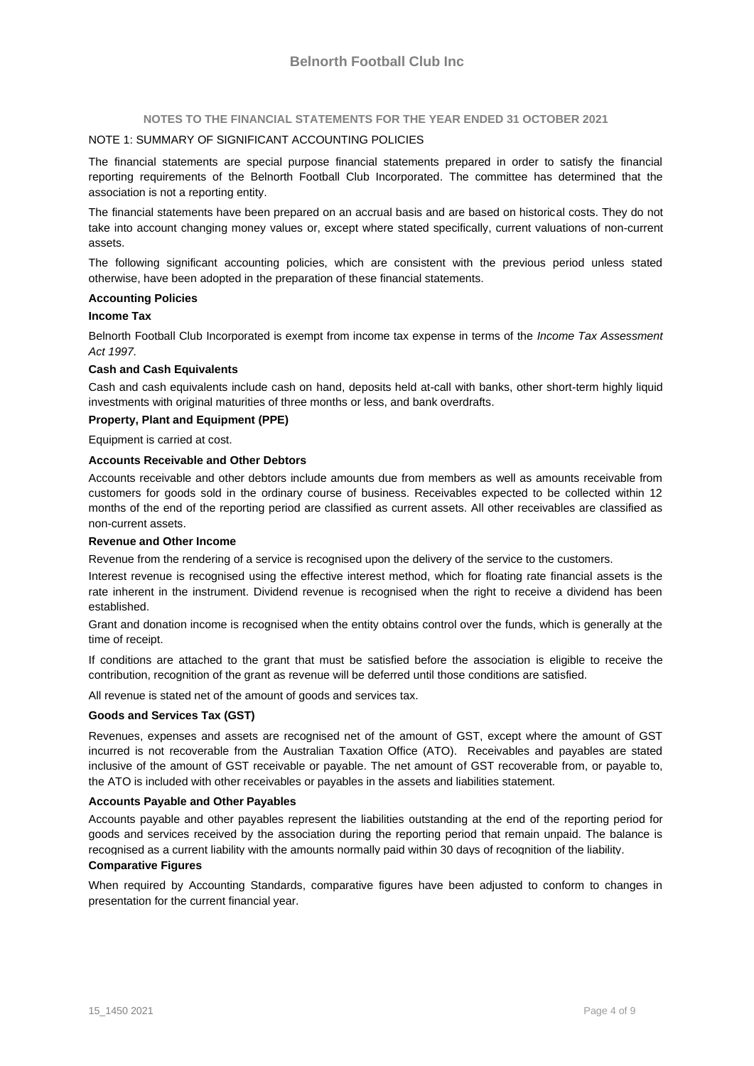# Belnorth Football Club Inc

## NOTES TO THE FINANCIAL STATEMENTS FOR THE YEAR ENDED 31 OCTOBER 2021

NOTE 1: SUMMARY OF SIGNIFICANT ACCOUNTING POLICIES

The financial statements are special purpose financial statements prepared in order to satisfy the financial reporting requirements of the Belnorth Football Club Incorporated. The committee has determined that the association is not a reporting entity.

The financial statements have been prepared on an accrual basis and are based on historical costs. They do not take into account changing money values or, except where stated specifically, current valuations of non-current assets.

The following significant accounting policies, which are consistent with the previous period unless stated otherwise, have been adopted in the preparation of these financial statements.

**Accounting Policies**

**Income Tax**

Belnorth Football Club Incorporated is exempt from income tax expense in terms of the *Income Tax Assessment Act 1997.*

**Cash and Cash Equivalents**

Cash and cash equivalents include cash on hand, deposits held at-call with banks, other short-term highly liquid investments with original maturities of three months or less, and bank overdrafts.

**Property, Plant and Equipment (PPE)**

Equipment is carried at cost.

**Accounts Receivable and Other Debtors**

Accounts receivable and other debtors include amounts due from members as well as amounts receivable from customers for goods sold in the ordinary course of business. Receivables expected to be collected within 12 months of the end of the reporting period are classified as current assets. All other receivables are classified as non-current assets.

**Revenue and Other Income**

Revenue from the rendering of a service is recognised upon the delivery of the service to the customers.

Interest revenue is recognised using the effective interest method, which for floating rate financial assets is the rate inherent in the instrument. Dividend revenue is recognised when the right to receive a dividend has been established.

Grant and donation income is recognised when the entity obtains control over the funds, which is generally at the time of receipt.

If conditions are attached to the grant that must be satisfied before the association is eligible to receive the contribution, recognition of the grant as revenue will be deferred until those conditions are satisfied.

All revenue is stated net of the amount of goods and services tax.

**Goods and Services Tax (GST)**

Revenues, expenses and assets are recognised net of the amount of GST, except where the amount of GST incurred is not recoverable from the Australian Taxation Office (ATO). Receivables and payables are stated inclusive of the amount of GST receivable or payable. The net amount of GST recoverable from, or payable to, the ATO is included with other receivables or payables in the assets and liabilities statement.

**Accounts Payable and Other Payables**

Accounts payable and other payables represent the liabilities outstanding at the end of the reporting period for goods and services received by the association during the reporting period that remain unpaid. The balance is recognised as a current liability with the amounts normally paid within 30 days of recognition of the liability.

**Comparative Figures**

When required by Accounting Standards, comparative figures have been adjusted to conform to changes in presentation for the current financial year.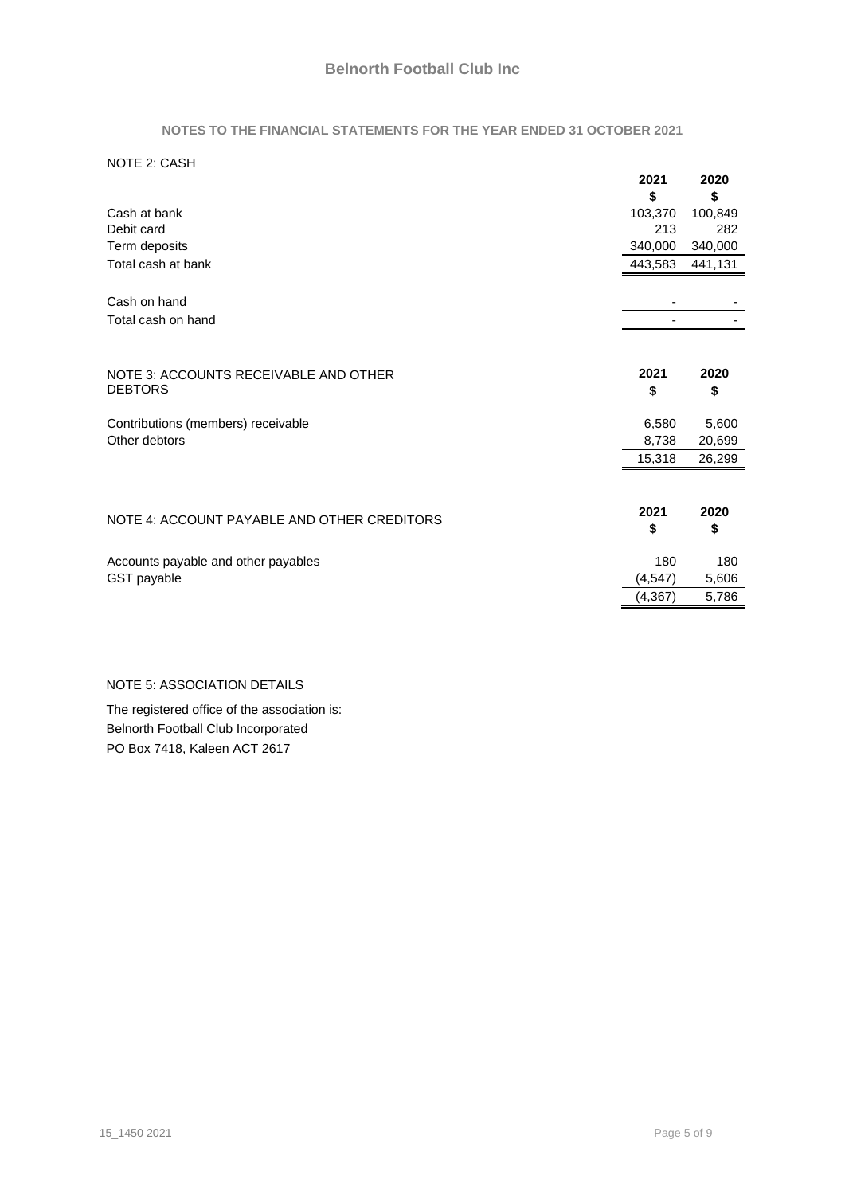# Belnorth Football Club Inc

## NOTES TO THE FINANCIAL STATEMENTS FOR THE YEAR ENDED 31 OCTOBER 2021

### NOTE 2: CASH

| | 2021<br>$ | 2020<br>$ |
|---|---|---|
| Cash at bank | 103,370 | 100,849 |
| Debit card | 213 | 282 |
| Term deposits | 340,000 | 340,000 |
| Total cash at bank | 443,583 | 441,131 |
| | | |
| Cash on hand | - | - |
| Total cash on hand | - | - |

### NOTE 3: ACCOUNTS RECEIVABLE AND OTHER DEBTORS

| | 2021<br>$ | 2020<br>$ |
|---|---|---|
| Contributions (members) receivable | 6,580 | 5,600 |
| Other debtors | 8,738 | 20,699 |
| | 15,318 | 26,299 |

### NOTE 4: ACCOUNT PAYABLE AND OTHER CREDITORS

| | 2021<br>$ | 2020<br>$ |
|---|---|---|
| Accounts payable and other payables | 180 | 180 |
| GST payable | (4,547) | 5,606 |
| | (4,367) | 5,786 |

### NOTE 5: ASSOCIATION DETAILS

The registered office of the association is:
Belnorth Football Club Incorporated
PO Box 7418, Kaleen ACT 2617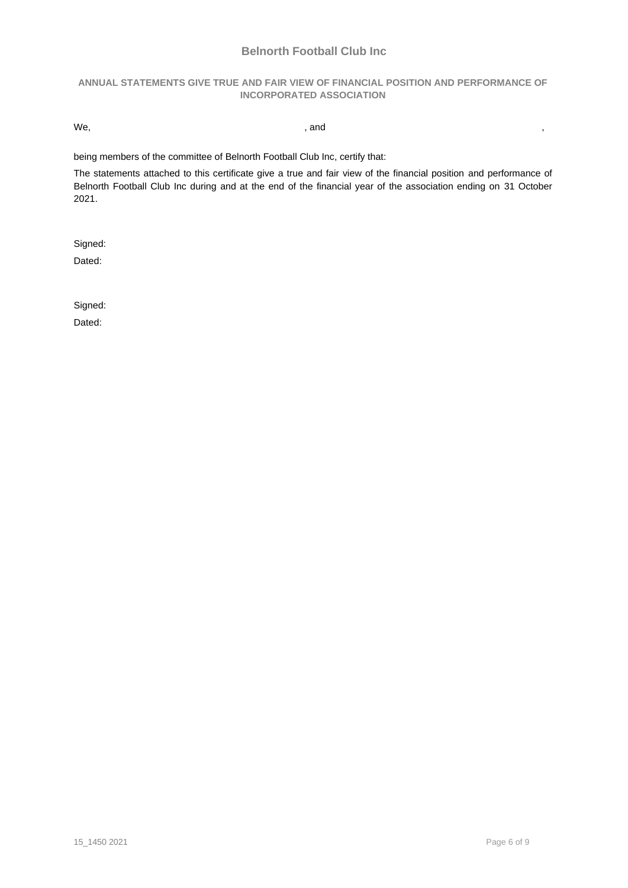# Belnorth Football Club Inc

## ANNUAL STATEMENTS GIVE TRUE AND FAIR VIEW OF FINANCIAL POSITION AND PERFORMANCE OF INCORPORATED ASSOCIATION

We, , and ,

being members of the committee of Belnorth Football Club Inc, certify that:

The statements attached to this certificate give a true and fair view of the financial position and performance of Belnorth Football Club Inc during and at the end of the financial year of the association ending on 31 October 2021.

Signed:

Dated:

Signed:

Dated: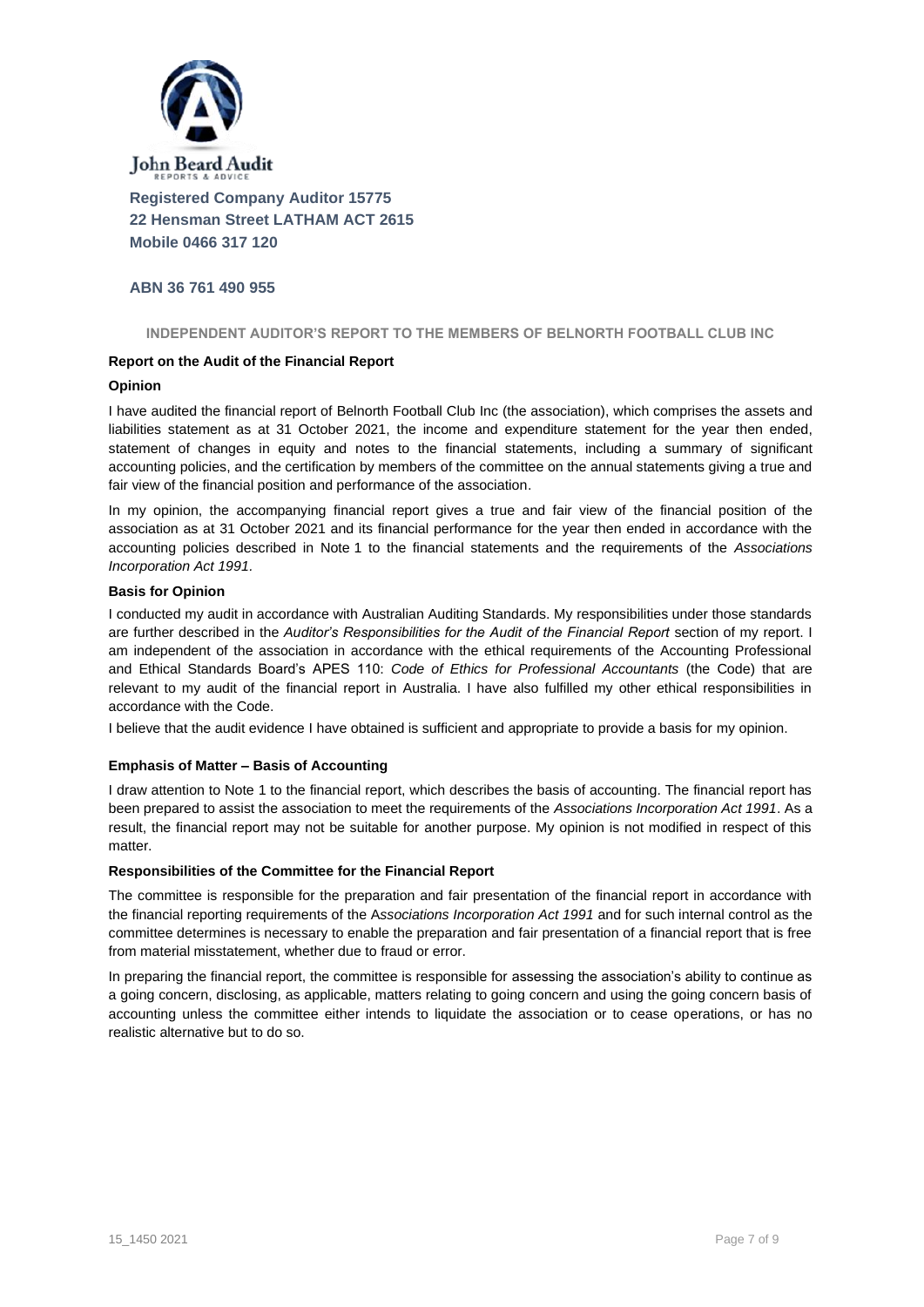John Beard Audit

REPORTS & ADVICE

**Registered Company Auditor 15775**
**22 Hensman Street LATHAM ACT 2615**
**Mobile 0466 317 120**

**ABN 36 761 490 955**

## INDEPENDENT AUDITOR'S REPORT TO THE MEMBERS OF BELNORTH FOOTBALL CLUB INC

### Report on the Audit of the Financial Report

#### Opinion

I have audited the financial report of Belnorth Football Club Inc (the association), which comprises the assets and liabilities statement as at 31 October 2021, the income and expenditure statement for the year then ended, statement of changes in equity and notes to the financial statements, including a summary of significant accounting policies, and the certification by members of the committee on the annual statements giving a true and fair view of the financial position and performance of the association.

In my opinion, the accompanying financial report gives a true and fair view of the financial position of the association as at 31 October 2021 and its financial performance for the year then ended in accordance with the accounting policies described in Note 1 to the financial statements and the requirements of the *Associations Incorporation Act 1991.*

#### Basis for Opinion

I conducted my audit in accordance with Australian Auditing Standards. My responsibilities under those standards are further described in the *Auditor's Responsibilities for the Audit of the Financial Report* section of my report. I am independent of the association in accordance with the ethical requirements of the Accounting Professional and Ethical Standards Board's APES 110: *Code of Ethics for Professional Accountants* (the Code) that are relevant to my audit of the financial report in Australia. I have also fulfilled my other ethical responsibilities in accordance with the Code.

I believe that the audit evidence I have obtained is sufficient and appropriate to provide a basis for my opinion.

#### Emphasis of Matter – Basis of Accounting

I draw attention to Note 1 to the financial report, which describes the basis of accounting. The financial report has been prepared to assist the association to meet the requirements of the *Associations Incorporation Act 1991*. As a result, the financial report may not be suitable for another purpose. My opinion is not modified in respect of this matter.

#### Responsibilities of the Committee for the Financial Report

The committee is responsible for the preparation and fair presentation of the financial report in accordance with the financial reporting requirements of the A*ssociations Incorporation Act 1991* and for such internal control as the committee determines is necessary to enable the preparation and fair presentation of a financial report that is free from material misstatement, whether due to fraud or error.

In preparing the financial report, the committee is responsible for assessing the association's ability to continue as a going concern, disclosing, as applicable, matters relating to going concern and using the going concern basis of accounting unless the committee either intends to liquidate the association or to cease operations, or has no realistic alternative but to do so.

15_1450 2021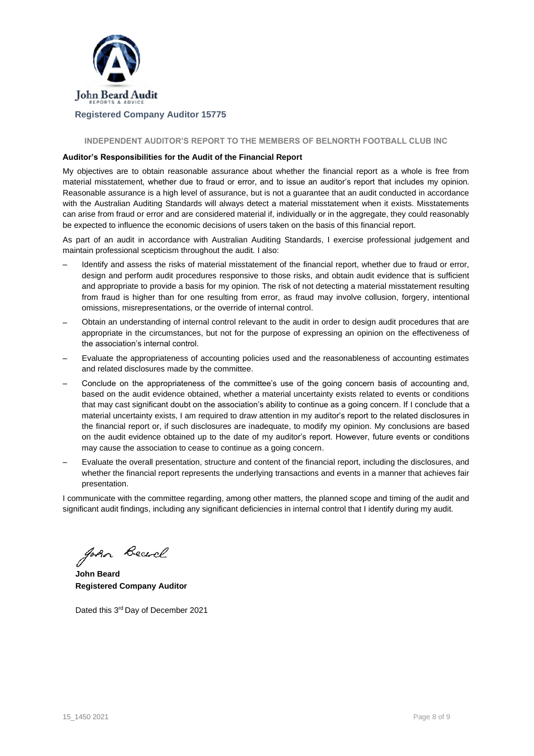John Beard Audit
REPORTS & ADVICE

**Registered Company Auditor 15775**

## INDEPENDENT AUDITOR'S REPORT TO THE MEMBERS OF BELNORTH FOOTBALL CLUB INC

**Auditor's Responsibilities for the Audit of the Financial Report**

My objectives are to obtain reasonable assurance about whether the financial report as a whole is free from material misstatement, whether due to fraud or error, and to issue an auditor's report that includes my opinion. Reasonable assurance is a high level of assurance, but is not a guarantee that an audit conducted in accordance with the Australian Auditing Standards will always detect a material misstatement when it exists. Misstatements can arise from fraud or error and are considered material if, individually or in the aggregate, they could reasonably be expected to influence the economic decisions of users taken on the basis of this financial report.

As part of an audit in accordance with Australian Auditing Standards, I exercise professional judgement and maintain professional scepticism throughout the audit. I also:

- Identify and assess the risks of material misstatement of the financial report, whether due to fraud or error, design and perform audit procedures responsive to those risks, and obtain audit evidence that is sufficient and appropriate to provide a basis for my opinion. The risk of not detecting a material misstatement resulting from fraud is higher than for one resulting from error, as fraud may involve collusion, forgery, intentional omissions, misrepresentations, or the override of internal control.
- Obtain an understanding of internal control relevant to the audit in order to design audit procedures that are appropriate in the circumstances, but not for the purpose of expressing an opinion on the effectiveness of the association's internal control.
- Evaluate the appropriateness of accounting policies used and the reasonableness of accounting estimates and related disclosures made by the committee.
- Conclude on the appropriateness of the committee's use of the going concern basis of accounting and, based on the audit evidence obtained, whether a material uncertainty exists related to events or conditions that may cast significant doubt on the association's ability to continue as a going concern. If I conclude that a material uncertainty exists, I am required to draw attention in my auditor's report to the related disclosures in the financial report or, if such disclosures are inadequate, to modify my opinion. My conclusions are based on the audit evidence obtained up to the date of my auditor's report. However, future events or conditions may cause the association to cease to continue as a going concern.
- Evaluate the overall presentation, structure and content of the financial report, including the disclosures, and whether the financial report represents the underlying transactions and events in a manner that achieves fair presentation.

I communicate with the committee regarding, among other matters, the planned scope and timing of the audit and significant audit findings, including any significant deficiencies in internal control that I identify during my audit.

John Beard

**John Beard**
**Registered Company Auditor**

Dated this 3rd Day of December 2021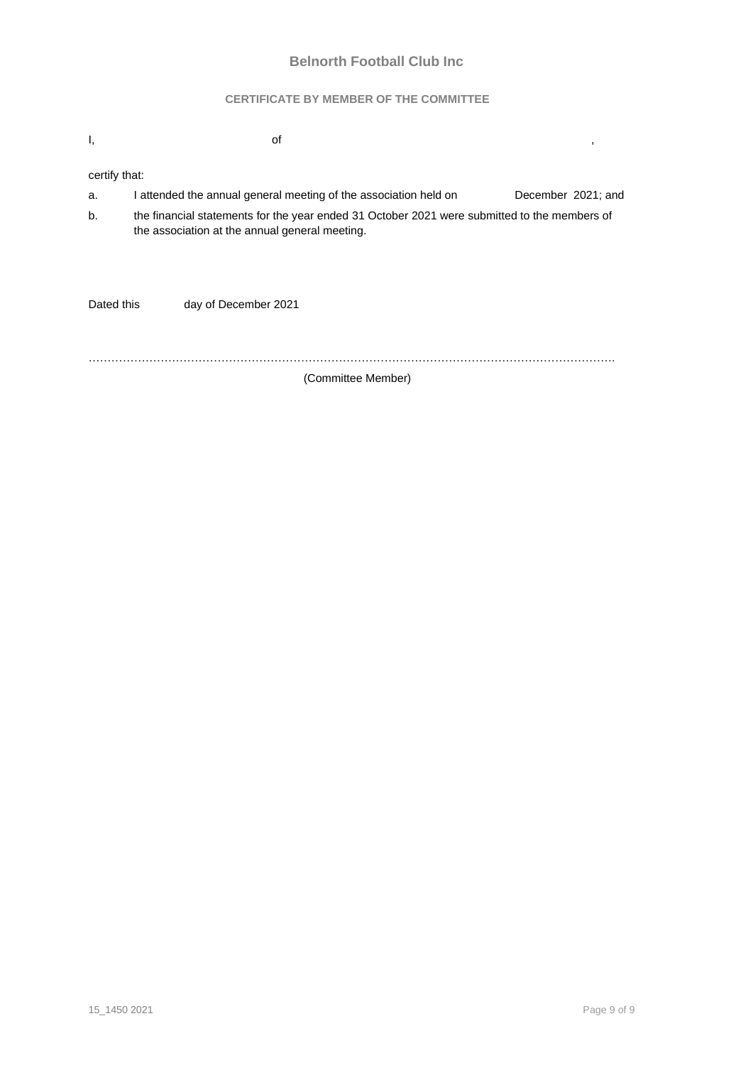# Belnorth Football Club Inc

## CERTIFICATE BY MEMBER OF THE COMMITTEE

I, of ,

certify that:

a. I attended the annual general meeting of the association held on December 2021; and

b. the financial statements for the year ended 31 October 2021 were submitted to the members of the association at the annual general meeting.

Dated this day of December 2021

……………………………………………………………………………………………………………………

(Committee Member)

15_1450 2021